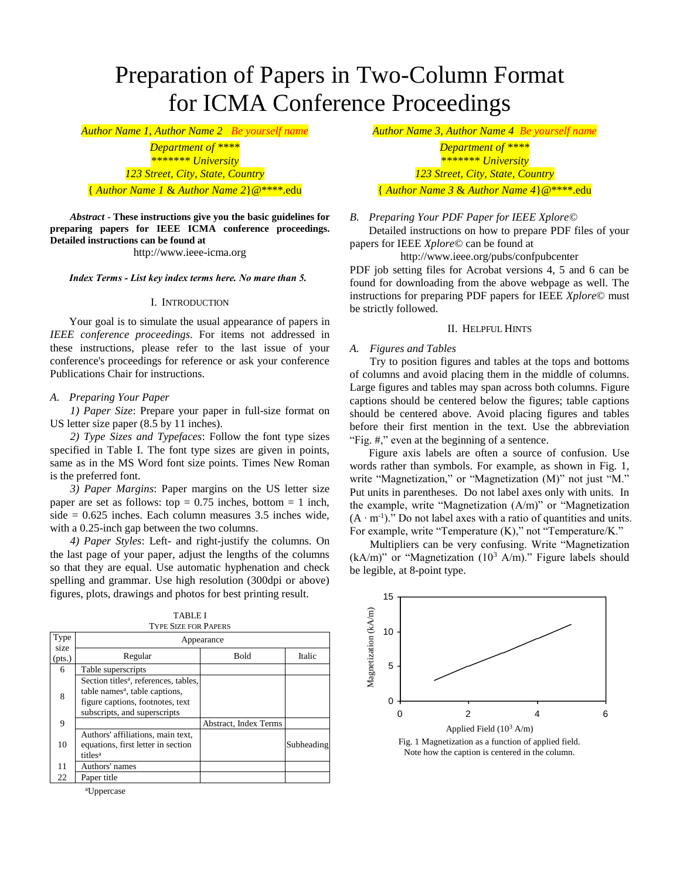# Preparation of Papers in Two-Column Format for ICMA Conference Proceedings

*Author Name 1, Author Name 2* Be yourself name
*Department of \*\*\*\**
*\*\*\*\*\*\*\* University*
*123 Street, City, State, Country*
{ *Author Name 1* & *Author Name 2*}@\*\*\*\*.edu

*Author Name 3, Author Name 4* Be yourself name
*Department of \*\*\*\**
*\*\*\*\*\*\*\* University*
*123 Street, City, State, Country*
{ *Author Name 3* & *Author Name 4*}@\*\*\*\*.edu

***Abstract*** **- These instructions give you the basic guidelines for preparing papers for IEEE ICMA conference proceedings. Detailed instructions can be found at**

http://www.ieee-icma.org

***Index Terms - List key index terms here. No mare than 5.***

## I. Introduction

Your goal is to simulate the usual appearance of papers in *IEEE conference proceedings*. For items not addressed in these instructions, please refer to the last issue of your conference's proceedings for reference or ask your conference Publications Chair for instructions.

### A. Preparing Your Paper

*1) Paper Size*: Prepare your paper in full-size format on US letter size paper (8.5 by 11 inches).

*2) Type Sizes and Typefaces*: Follow the font type sizes specified in Table I. The font type sizes are given in points, same as in the MS Word font size points. Times New Roman is the preferred font.

*3) Paper Margins*: Paper margins on the US letter size paper are set as follows: top = 0.75 inches, bottom = 1 inch, side = 0.625 inches. Each column measures 3.5 inches wide, with a 0.25-inch gap between the two columns.

*4) Paper Styles*: Left- and right-justify the columns. On the last page of your paper, adjust the lengths of the columns so that they are equal. Use automatic hyphenation and check spelling and grammar. Use high resolution (300dpi or above) figures, plots, drawings and photos for best printing result.

TABLE I
Type Size for Papers

| Type size (pts.) | Appearance | | |
|---|---|---|---|
| | Regular | Bold | Italic |
| 6 | Table superscripts | | |
| 8 | Section titles[a], references, tables, table names[a], table captions, figure captions, footnotes, text subscripts, and superscripts | | |
| 9 | | Abstract, Index Terms | |
| 10 | Authors' affiliations, main text, equations, first letter in section titles[a] | | Subheading |
| 11 | Authors' names | | |
| 22 | Paper title | | |

[a]Uppercase

### B. Preparing Your PDF Paper for IEEE Xplore©

Detailed instructions on how to prepare PDF files of your papers for IEEE *Xplore*© can be found at

http://www.ieee.org/pubs/confpubcenter

PDF job setting files for Acrobat versions 4, 5 and 6 can be found for downloading from the above webpage as well. The instructions for preparing PDF papers for IEEE *Xplore*© must be strictly followed.

## II. Helpful Hints

### A. Figures and Tables

Try to position figures and tables at the tops and bottoms of columns and avoid placing them in the middle of columns. Large figures and tables may span across both columns. Figure captions should be centered below the figures; table captions should be centered above. Avoid placing figures and tables before their first mention in the text. Use the abbreviation "Fig. #," even at the beginning of a sentence.

Figure axis labels are often a source of confusion. Use words rather than symbols. For example, as shown in Fig. 1, write "Magnetization," or "Magnetization (M)" not just "M." Put units in parentheses. Do not label axes only with units. In the example, write "Magnetization (A/m)" or "Magnetization $(A \cdot m^{-1})$." Do not label axes with a ratio of quantities and units. For example, write "Temperature (K)," not "Temperature/K."

Multipliers can be very confusing. Write "Magnetization (kA/m)" or "Magnetization ($10^3$ A/m)." Figure labels should be legible, at 8-point type.

Fig. 1 Magnetization as a function of applied field. Note how the caption is centered in the column.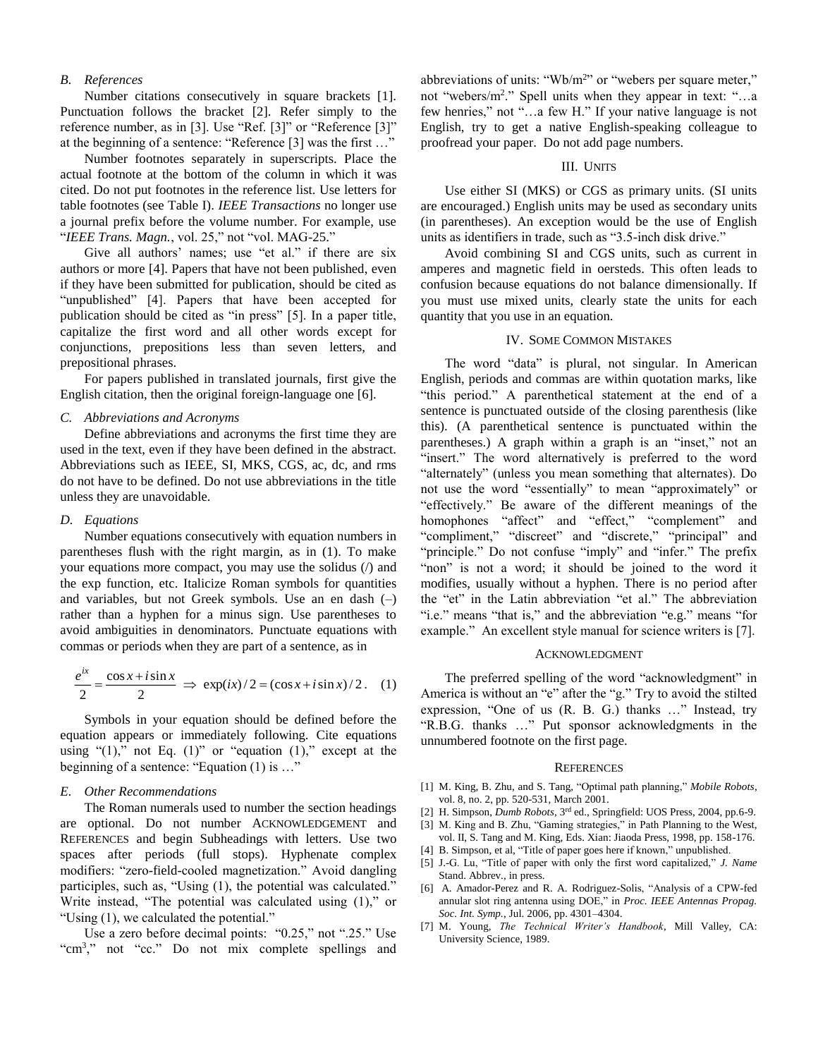### B. References

Number citations consecutively in square brackets [1]. Punctuation follows the bracket [2]. Refer simply to the reference number, as in [3]. Use "Ref. [3]" or "Reference [3]" at the beginning of a sentence: "Reference [3] was the first …"

Number footnotes separately in superscripts. Place the actual footnote at the bottom of the column in which it was cited. Do not put footnotes in the reference list. Use letters for table footnotes (see Table I). *IEEE Transactions* no longer use a journal prefix before the volume number. For example, use "*IEEE Trans. Magn.*, vol. 25," not "vol. MAG-25."

Give all authors' names; use "et al." if there are six authors or more [4]. Papers that have not been published, even if they have been submitted for publication, should be cited as "unpublished" [4]. Papers that have been accepted for publication should be cited as "in press" [5]. In a paper title, capitalize the first word and all other words except for conjunctions, prepositions less than seven letters, and prepositional phrases.

For papers published in translated journals, first give the English citation, then the original foreign-language one [6].

### C. Abbreviations and Acronyms

Define abbreviations and acronyms the first time they are used in the text, even if they have been defined in the abstract. Abbreviations such as IEEE, SI, MKS, CGS, ac, dc, and rms do not have to be defined. Do not use abbreviations in the title unless they are unavoidable.

### D. Equations

Number equations consecutively with equation numbers in parentheses flush with the right margin, as in (1). To make your equations more compact, you may use the solidus (/) and the exp function, etc. Italicize Roman symbols for quantities and variables, but not Greek symbols. Use an en dash (–) rather than a hyphen for a minus sign. Use parentheses to avoid ambiguities in denominators. Punctuate equations with commas or periods when they are part of a sentence, as in

$$\frac{e^{ix}}{2} = \frac{\cos x + i \sin x}{2} \;\Rightarrow\; \exp(ix)/2 = (\cos x + i \sin x)/2\,. \quad (1)$$

Symbols in your equation should be defined before the equation appears or immediately following. Cite equations using "(1)," not Eq. (1)" or "equation (1)," except at the beginning of a sentence: "Equation (1) is …"

### E. Other Recommendations

The Roman numerals used to number the section headings are optional. Do not number ACKNOWLEDGEMENT and REFERENCES and begin Subheadings with letters. Use two spaces after periods (full stops). Hyphenate complex modifiers: "zero-field-cooled magnetization." Avoid dangling participles, such as, "Using (1), the potential was calculated." Write instead, "The potential was calculated using (1)," or "Using (1), we calculated the potential."

Use a zero before decimal points: "0.25," not ".25." Use "$cm^3$," not "cc." Do not mix complete spellings and abbreviations of units: "$Wb/m^2$" or "webers per square meter," not "webers/$m^2$." Spell units when they appear in text: "…a few henries," not "…a few H." If your native language is not English, try to get a native English-speaking colleague to proofread your paper. Do not add page numbers.

## III. Units

Use either SI (MKS) or CGS as primary units. (SI units are encouraged.) English units may be used as secondary units (in parentheses). An exception would be the use of English units as identifiers in trade, such as "3.5-inch disk drive."

Avoid combining SI and CGS units, such as current in amperes and magnetic field in oersteds. This often leads to confusion because equations do not balance dimensionally. If you must use mixed units, clearly state the units for each quantity that you use in an equation.

## IV. Some Common Mistakes

The word "data" is plural, not singular. In American English, periods and commas are within quotation marks, like "this period." A parenthetical statement at the end of a sentence is punctuated outside of the closing parenthesis (like this). (A parenthetical sentence is punctuated within the parentheses.) A graph within a graph is an "inset," not an "insert." The word alternatively is preferred to the word "alternately" (unless you mean something that alternates). Do not use the word "essentially" to mean "approximately" or "effectively." Be aware of the different meanings of the homophones "affect" and "effect," "complement" and "compliment," "discreet" and "discrete," "principal" and "principle." Do not confuse "imply" and "infer." The prefix "non" is not a word; it should be joined to the word it modifies, usually without a hyphen. There is no period after the "et" in the Latin abbreviation "et al." The abbreviation "i.e." means "that is," and the abbreviation "e.g." means "for example." An excellent style manual for science writers is [7].

## Acknowledgment

The preferred spelling of the word "acknowledgment" in America is without an "e" after the "g." Try to avoid the stilted expression, "One of us (R. B. G.) thanks …" Instead, try "R.B.G. thanks …" Put sponsor acknowledgments in the unnumbered footnote on the first page.

## References

[1] M. King, B. Zhu, and S. Tang, "Optimal path planning," *Mobile Robots*, vol. 8, no. 2, pp. 520-531, March 2001.

[2] H. Simpson, *Dumb Robots*, 3rd ed., Springfield: UOS Press, 2004, pp.6-9.

[3] M. King and B. Zhu, "Gaming strategies," in Path Planning to the West, vol. II, S. Tang and M. King, Eds. Xian: Jiaoda Press, 1998, pp. 158-176.

[4] B. Simpson, et al, "Title of paper goes here if known," unpublished.

[5] J.-G. Lu, "Title of paper with only the first word capitalized," *J. Name* Stand. Abbrev., in press.

[6] A. Amador-Perez and R. A. Rodriguez-Solis, "Analysis of a CPW-fed annular slot ring antenna using DOE," in *Proc. IEEE Antennas Propag. Soc. Int. Symp.*, Jul. 2006, pp. 4301–4304.

[7] M. Young, *The Technical Writer's Handbook*, Mill Valley, CA: University Science, 1989.